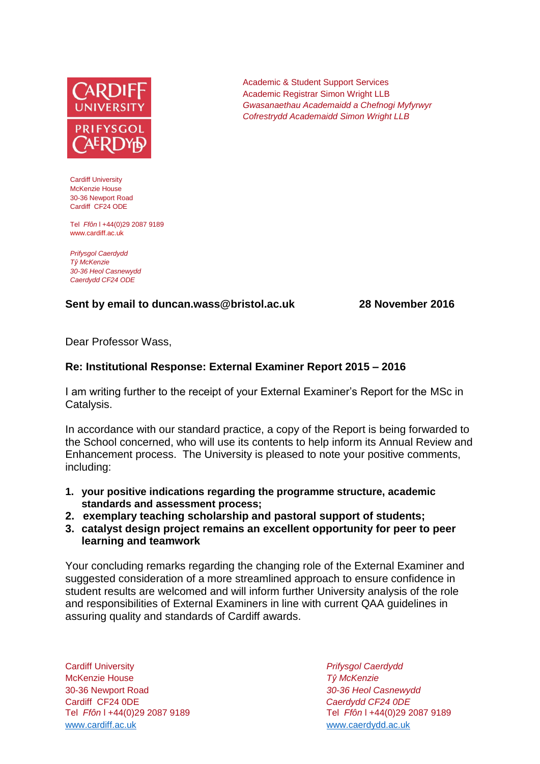Academic & Student Support Services
Academic Registrar Simon Wright LLB
*Gwasanaethau Academaidd a Chefnogi Myfyrwyr*
*Cofrestrydd Academaidd Simon Wright LLB*

Cardiff University
McKenzie House
30-36 Newport Road
Cardiff CF24 ODE

Tel *Ffôn* l +44(0)29 2087 9189
www.cardiff.ac.uk

*Prifysgol Caerdydd*
*Tŷ McKenzie*
*30-36 Heol Casnewydd*
*Caerdydd CF24 ODE*

**Sent by email to duncan.wass@bristol.ac.uk** **28 November 2016**

Dear Professor Wass,

**Re: Institutional Response: External Examiner Report 2015 – 2016**

I am writing further to the receipt of your External Examiner's Report for the MSc in Catalysis.

In accordance with our standard practice, a copy of the Report is being forwarded to the School concerned, who will use its contents to help inform its Annual Review and Enhancement process. The University is pleased to note your positive comments, including:

1. **your positive indications regarding the programme structure, academic standards and assessment process;**
2. **exemplary teaching scholarship and pastoral support of students;**
3. **catalyst design project remains an excellent opportunity for peer to peer learning and teamwork**

Your concluding remarks regarding the changing role of the External Examiner and suggested consideration of a more streamlined approach to ensure confidence in student results are welcomed and will inform further University analysis of the role and responsibilities of External Examiners in line with current QAA guidelines in assuring quality and standards of Cardiff awards.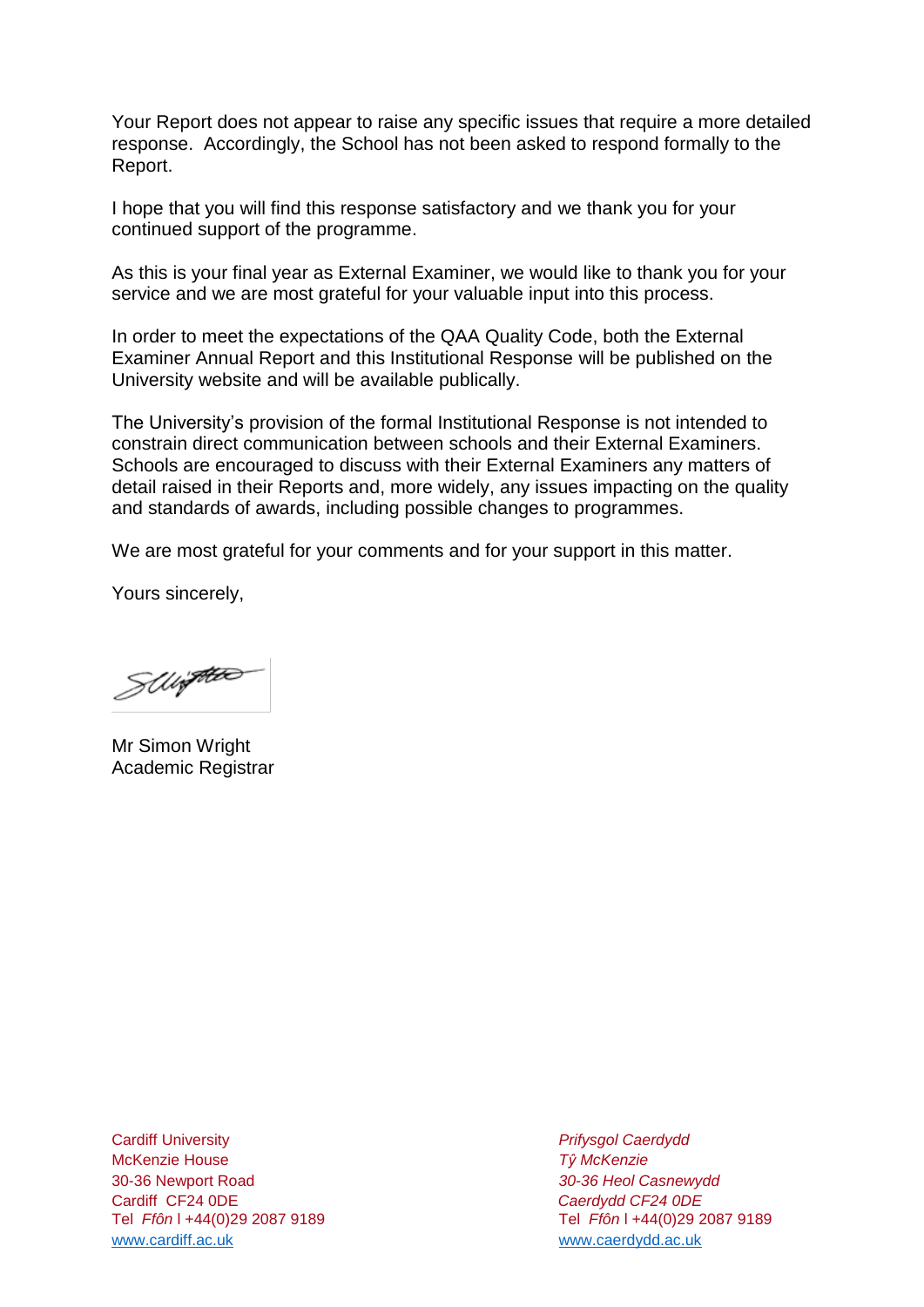Your Report does not appear to raise any specific issues that require a more detailed response. Accordingly, the School has not been asked to respond formally to the Report.

I hope that you will find this response satisfactory and we thank you for your continued support of the programme.

As this is your final year as External Examiner, we would like to thank you for your service and we are most grateful for your valuable input into this process.

In order to meet the expectations of the QAA Quality Code, both the External Examiner Annual Report and this Institutional Response will be published on the University website and will be available publically.

The University's provision of the formal Institutional Response is not intended to constrain direct communication between schools and their External Examiners. Schools are encouraged to discuss with their External Examiners any matters of detail raised in their Reports and, more widely, any issues impacting on the quality and standards of awards, including possible changes to programmes.

We are most grateful for your comments and for your support in this matter.

Yours sincerely,

Mr Simon Wright
Academic Registrar

Cardiff University
McKenzie House
30-36 Newport Road
Cardiff CF24 0DE
Tel *Ffôn* l +44(0)29 2087 9189
www.cardiff.ac.uk

*Prifysgol Caerdydd*
*Tŷ McKenzie*
*30-36 Heol Casnewydd*
*Caerdydd CF24 0DE*
Tel *Ffôn* l +44(0)29 2087 9189
www.caerdydd.ac.uk